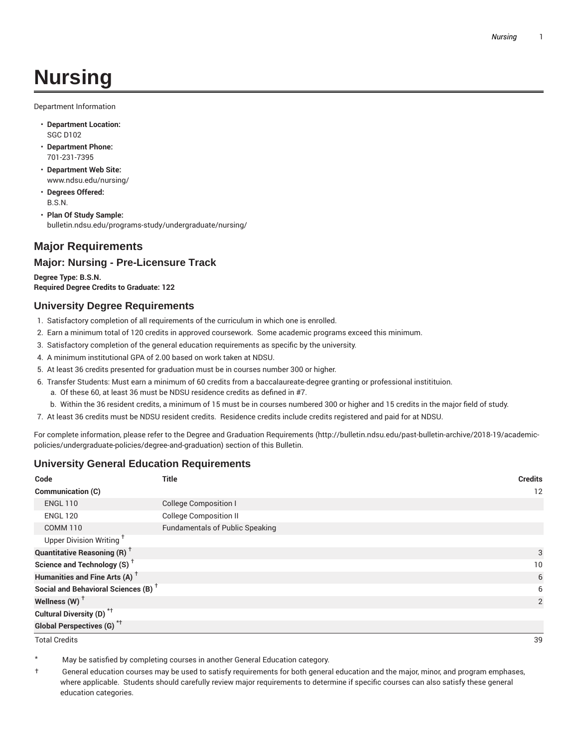# Nursing

Department Information

- **Department Location:**
  SGC D102
- **Department Phone:**
  701-231-7395
- **Department Web Site:**
  www.ndsu.edu/nursing/
- **Degrees Offered:**
  B.S.N.
- **Plan Of Study Sample:**
  bulletin.ndsu.edu/programs-study/undergraduate/nursing/

## Major Requirements

### Major: Nursing - Pre-Licensure Track

**Degree Type: B.S.N.**
**Required Degree Credits to Graduate: 122**

### University Degree Requirements

1. Satisfactory completion of all requirements of the curriculum in which one is enrolled.
2. Earn a minimum total of 120 credits in approved coursework. Some academic programs exceed this minimum.
3. Satisfactory completion of the general education requirements as specific by the university.
4. A minimum institutional GPA of 2.00 based on work taken at NDSU.
5. At least 36 credits presented for graduation must be in courses number 300 or higher.
6. Transfer Students: Must earn a minimum of 60 credits from a baccalaureate-degree granting or professional institituion.
   a. Of these 60, at least 36 must be NDSU residence credits as defined in #7.
   b. Within the 36 resident credits, a minimum of 15 must be in courses numbered 300 or higher and 15 credits in the major field of study.
7. At least 36 credits must be NDSU resident credits. Residence credits include credits registered and paid for at NDSU.

For complete information, please refer to the Degree and Graduation Requirements (http://bulletin.ndsu.edu/past-bulletin-archive/2018-19/academic-policies/undergraduate-policies/degree-and-graduation) section of this Bulletin.

### University General Education Requirements

| Code | Title | Credits |
|---|---|---|
| **Communication (C)** | | 12 |
| ENGL 110 | College Composition I | |
| ENGL 120 | College Composition II | |
| COMM 110 | Fundamentals of Public Speaking | |
| Upper Division Writing † | | |
| **Quantitative Reasoning (R) †** | | 3 |
| **Science and Technology (S) †** | | 10 |
| **Humanities and Fine Arts (A) †** | | 6 |
| **Social and Behavioral Sciences (B) †** | | 6 |
| **Wellness (W) †** | | 2 |
| **Cultural Diversity (D) *†** | | |
| **Global Perspectives (G) *†** | | |
| Total Credits | | 39 |

\* May be satisfied by completing courses in another General Education category.

† General education courses may be used to satisfy requirements for both general education and the major, minor, and program emphases, where applicable. Students should carefully review major requirements to determine if specific courses can also satisfy these general education categories.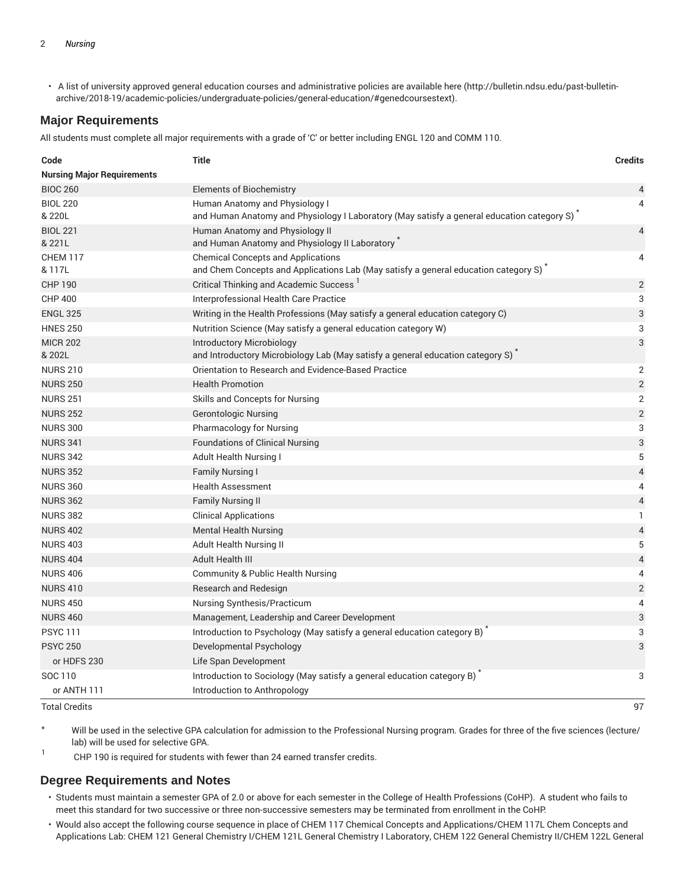- A list of university approved general education courses and administrative policies are available here (http://bulletin.ndsu.edu/past-bulletin-archive/2018-19/academic-policies/undergraduate-policies/general-education/#genedcoursestext).

## Major Requirements

All students must complete all major requirements with a grade of 'C' or better including ENGL 120 and COMM 110.

| Code | Title | Credits |
|---|---|---|
| **Nursing Major Requirements** | | |
| BIOC 260 | Elements of Biochemistry | 4 |
| BIOL 220<br>& 220L | Human Anatomy and Physiology I<br>and Human Anatomy and Physiology I Laboratory (May satisfy a general education category S) * | 4 |
| BIOL 221<br>& 221L | Human Anatomy and Physiology II<br>and Human Anatomy and Physiology II Laboratory * | 4 |
| CHEM 117<br>& 117L | Chemical Concepts and Applications<br>and Chem Concepts and Applications Lab (May satisfy a general education category S) * | 4 |
| CHP 190 | Critical Thinking and Academic Success [1] | 2 |
| CHP 400 | Interprofessional Health Care Practice | 3 |
| ENGL 325 | Writing in the Health Professions (May satisfy a general education category C) | 3 |
| HNES 250 | Nutrition Science (May satisfy a general education category W) | 3 |
| MICR 202<br>& 202L | Introductory Microbiology<br>and Introductory Microbiology Lab (May satisfy a general education category S) * | 3 |
| NURS 210 | Orientation to Research and Evidence-Based Practice | 2 |
| NURS 250 | Health Promotion | 2 |
| NURS 251 | Skills and Concepts for Nursing | 2 |
| NURS 252 | Gerontologic Nursing | 2 |
| NURS 300 | Pharmacology for Nursing | 3 |
| NURS 341 | Foundations of Clinical Nursing | 3 |
| NURS 342 | Adult Health Nursing I | 5 |
| NURS 352 | Family Nursing I | 4 |
| NURS 360 | Health Assessment | 4 |
| NURS 362 | Family Nursing II | 4 |
| NURS 382 | Clinical Applications | 1 |
| NURS 402 | Mental Health Nursing | 4 |
| NURS 403 | Adult Health Nursing II | 5 |
| NURS 404 | Adult Health III | 4 |
| NURS 406 | Community & Public Health Nursing | 4 |
| NURS 410 | Research and Redesign | 2 |
| NURS 450 | Nursing Synthesis/Practicum | 4 |
| NURS 460 | Management, Leadership and Career Development | 3 |
| PSYC 111 | Introduction to Psychology (May satisfy a general education category B) * | 3 |
| PSYC 250 | Developmental Psychology | 3 |
| or HDFS 230 | Life Span Development | |
| SOC 110 | Introduction to Sociology (May satisfy a general education category B) * | 3 |
| or ANTH 111 | Introduction to Anthropology | |
| Total Credits | | 97 |

\* Will be used in the selective GPA calculation for admission to the Professional Nursing program. Grades for three of the five sciences (lecture/lab) will be used for selective GPA.

[1] CHP 190 is required for students with fewer than 24 earned transfer credits.

## Degree Requirements and Notes

- Students must maintain a semester GPA of 2.0 or above for each semester in the College of Health Professions (CoHP). A student who fails to meet this standard for two successive or three non-successive semesters may be terminated from enrollment in the CoHP.
- Would also accept the following course sequence in place of CHEM 117 Chemical Concepts and Applications/CHEM 117L Chem Concepts and Applications Lab: CHEM 121 General Chemistry I/CHEM 121L General Chemistry I Laboratory, CHEM 122 General Chemistry II/CHEM 122L General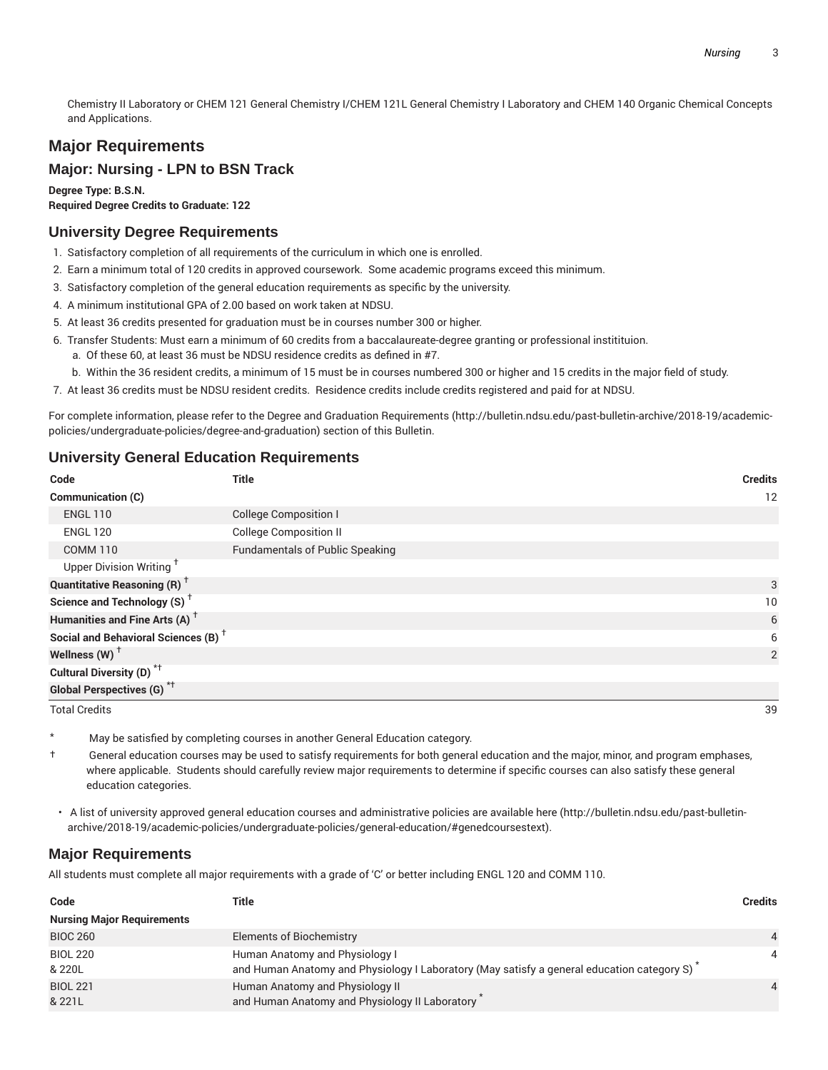Chemistry II Laboratory or CHEM 121 General Chemistry I/CHEM 121L General Chemistry I Laboratory and CHEM 140 Organic Chemical Concepts and Applications.

## Major Requirements

### Major: Nursing - LPN to BSN Track

**Degree Type: B.S.N.**
**Required Degree Credits to Graduate: 122**

### University Degree Requirements

1. Satisfactory completion of all requirements of the curriculum in which one is enrolled.
2. Earn a minimum total of 120 credits in approved coursework. Some academic programs exceed this minimum.
3. Satisfactory completion of the general education requirements as specific by the university.
4. A minimum institutional GPA of 2.00 based on work taken at NDSU.
5. At least 36 credits presented for graduation must be in courses number 300 or higher.
6. Transfer Students: Must earn a minimum of 60 credits from a baccalaureate-degree granting or professional instititution.
   a. Of these 60, at least 36 must be NDSU residence credits as defined in #7.
   b. Within the 36 resident credits, a minimum of 15 must be in courses numbered 300 or higher and 15 credits in the major field of study.
7. At least 36 credits must be NDSU resident credits. Residence credits include credits registered and paid for at NDSU.

For complete information, please refer to the Degree and Graduation Requirements (http://bulletin.ndsu.edu/past-bulletin-archive/2018-19/academic-policies/undergraduate-policies/degree-and-graduation) section of this Bulletin.

### University General Education Requirements

| Code | Title | Credits |
|---|---|---|
| **Communication (C)** | | 12 |
| ENGL 110 | College Composition I | |
| ENGL 120 | College Composition II | |
| COMM 110 | Fundamentals of Public Speaking | |
| Upper Division Writing † | | |
| **Quantitative Reasoning (R) †** | | 3 |
| **Science and Technology (S) †** | | 10 |
| **Humanities and Fine Arts (A) †** | | 6 |
| **Social and Behavioral Sciences (B) †** | | 6 |
| **Wellness (W) †** | | 2 |
| **Cultural Diversity (D) *†** | | |
| **Global Perspectives (G) *†** | | |
| Total Credits | | 39 |

\* May be satisfied by completing courses in another General Education category.

† General education courses may be used to satisfy requirements for both general education and the major, minor, and program emphases, where applicable. Students should carefully review major requirements to determine if specific courses can also satisfy these general education categories.

- A list of university approved general education courses and administrative policies are available here (http://bulletin.ndsu.edu/past-bulletin-archive/2018-19/academic-policies/undergraduate-policies/general-education/#genedcoursestext).

### Major Requirements

All students must complete all major requirements with a grade of 'C' or better including ENGL 120 and COMM 110.

| Code | Title | Credits |
|---|---|---|
| **Nursing Major Requirements** | | |
| BIOC 260 | Elements of Biochemistry | 4 |
| BIOL 220 & 220L | Human Anatomy and Physiology I and Human Anatomy and Physiology I Laboratory (May satisfy a general education category S) * | 4 |
| BIOL 221 & 221L | Human Anatomy and Physiology II and Human Anatomy and Physiology II Laboratory * | 4 |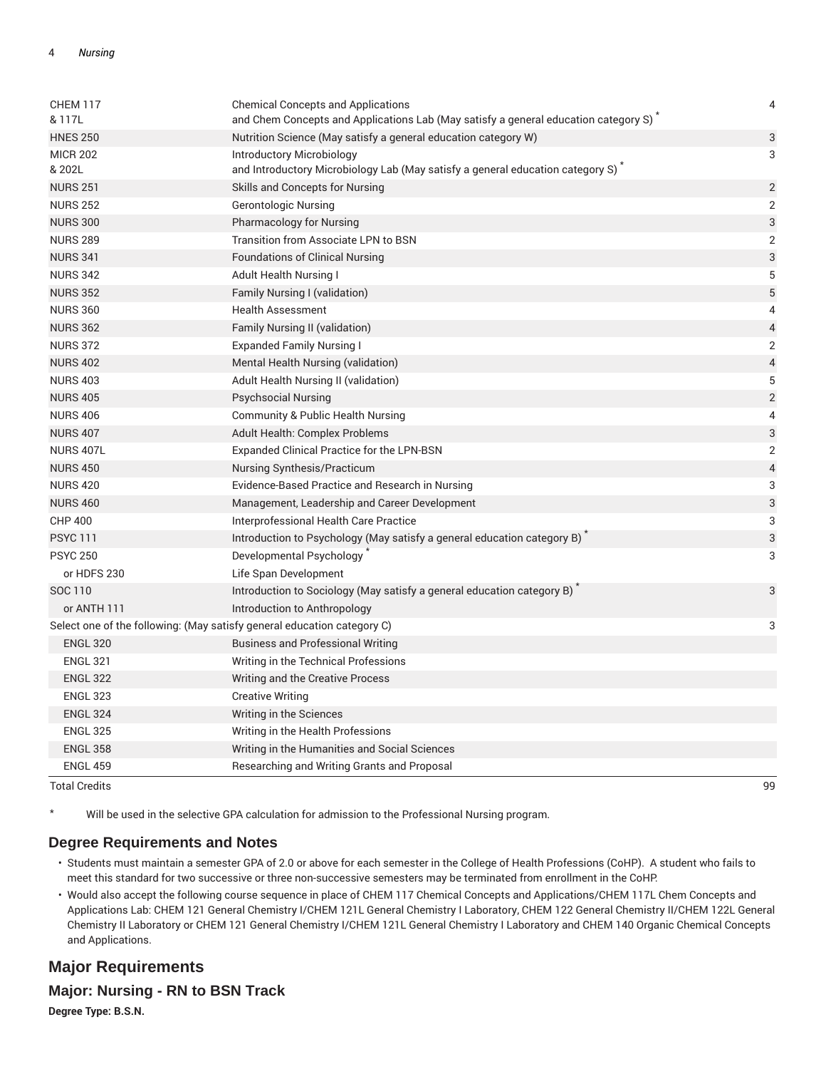| | | |
|---|---|---|
| CHEM 117<br>& 117L | Chemical Concepts and Applications<br>and Chem Concepts and Applications Lab (May satisfy a general education category S) * | 4 |
| HNES 250 | Nutrition Science (May satisfy a general education category W) | 3 |
| MICR 202<br>& 202L | Introductory Microbiology<br>and Introductory Microbiology Lab (May satisfy a general education category S) * | 3 |
| NURS 251 | Skills and Concepts for Nursing | 2 |
| NURS 252 | Gerontologic Nursing | 2 |
| NURS 300 | Pharmacology for Nursing | 3 |
| NURS 289 | Transition from Associate LPN to BSN | 2 |
| NURS 341 | Foundations of Clinical Nursing | 3 |
| NURS 342 | Adult Health Nursing I | 5 |
| NURS 352 | Family Nursing I (validation) | 5 |
| NURS 360 | Health Assessment | 4 |
| NURS 362 | Family Nursing II (validation) | 4 |
| NURS 372 | Expanded Family Nursing I | 2 |
| NURS 402 | Mental Health Nursing (validation) | 4 |
| NURS 403 | Adult Health Nursing II (validation) | 5 |
| NURS 405 | Psychsocial Nursing | 2 |
| NURS 406 | Community & Public Health Nursing | 4 |
| NURS 407 | Adult Health: Complex Problems | 3 |
| NURS 407L | Expanded Clinical Practice for the LPN-BSN | 2 |
| NURS 450 | Nursing Synthesis/Practicum | 4 |
| NURS 420 | Evidence-Based Practice and Research in Nursing | 3 |
| NURS 460 | Management, Leadership and Career Development | 3 |
| CHP 400 | Interprofessional Health Care Practice | 3 |
| PSYC 111 | Introduction to Psychology (May satisfy a general education category B) * | 3 |
| PSYC 250 | Developmental Psychology * | 3 |
| or HDFS 230 | Life Span Development | |
| SOC 110 | Introduction to Sociology (May satisfy a general education category B) * | 3 |
| or ANTH 111 | Introduction to Anthropology | |
| Select one of the following: (May satisfy general education category C) | | 3 |
| ENGL 320 | Business and Professional Writing | |
| ENGL 321 | Writing in the Technical Professions | |
| ENGL 322 | Writing and the Creative Process | |
| ENGL 323 | Creative Writing | |
| ENGL 324 | Writing in the Sciences | |
| ENGL 325 | Writing in the Health Professions | |
| ENGL 358 | Writing in the Humanities and Social Sciences | |
| ENGL 459 | Researching and Writing Grants and Proposal | |
| Total Credits | | 99 |

\* Will be used in the selective GPA calculation for admission to the Professional Nursing program.

## Degree Requirements and Notes

- Students must maintain a semester GPA of 2.0 or above for each semester in the College of Health Professions (CoHP). A student who fails to meet this standard for two successive or three non-successive semesters may be terminated from enrollment in the CoHP.
- Would also accept the following course sequence in place of CHEM 117 Chemical Concepts and Applications/CHEM 117L Chem Concepts and Applications Lab: CHEM 121 General Chemistry I/CHEM 121L General Chemistry I Laboratory, CHEM 122 General Chemistry II/CHEM 122L General Chemistry II Laboratory or CHEM 121 General Chemistry I/CHEM 121L General Chemistry I Laboratory and CHEM 140 Organic Chemical Concepts and Applications.

## Major Requirements

### Major: Nursing - RN to BSN Track

**Degree Type: B.S.N.**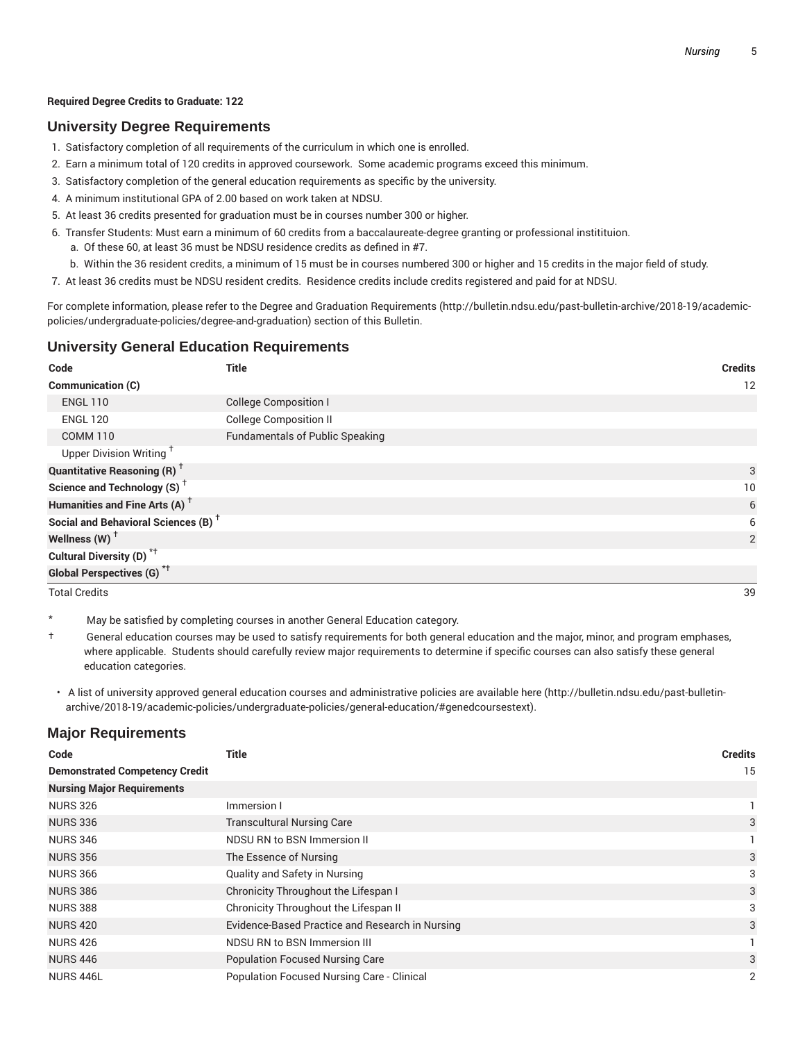**Required Degree Credits to Graduate: 122**

## University Degree Requirements

1. Satisfactory completion of all requirements of the curriculum in which one is enrolled.
2. Earn a minimum total of 120 credits in approved coursework. Some academic programs exceed this minimum.
3. Satisfactory completion of the general education requirements as specific by the university.
4. A minimum institutional GPA of 2.00 based on work taken at NDSU.
5. At least 36 credits presented for graduation must be in courses number 300 or higher.
6. Transfer Students: Must earn a minimum of 60 credits from a baccalaureate-degree granting or professional instititution.
   a. Of these 60, at least 36 must be NDSU residence credits as defined in #7.
   b. Within the 36 resident credits, a minimum of 15 must be in courses numbered 300 or higher and 15 credits in the major field of study.
7. At least 36 credits must be NDSU resident credits. Residence credits include credits registered and paid for at NDSU.

For complete information, please refer to the Degree and Graduation Requirements (http://bulletin.ndsu.edu/past-bulletin-archive/2018-19/academic-policies/undergraduate-policies/degree-and-graduation) section of this Bulletin.

## University General Education Requirements

| Code | Title | Credits |
|---|---|---|
| **Communication (C)** | | 12 |
| ENGL 110 | College Composition I | |
| ENGL 120 | College Composition II | |
| COMM 110 | Fundamentals of Public Speaking | |
| Upper Division Writing † | | |
| **Quantitative Reasoning (R) †** | | 3 |
| **Science and Technology (S) †** | | 10 |
| **Humanities and Fine Arts (A) †** | | 6 |
| **Social and Behavioral Sciences (B) †** | | 6 |
| **Wellness (W) †** | | 2 |
| **Cultural Diversity (D) *†** | | |
| **Global Perspectives (G) *†** | | |
| Total Credits | | 39 |

\* May be satisfied by completing courses in another General Education category.

† General education courses may be used to satisfy requirements for both general education and the major, minor, and program emphases, where applicable. Students should carefully review major requirements to determine if specific courses can also satisfy these general education categories.

- A list of university approved general education courses and administrative policies are available here (http://bulletin.ndsu.edu/past-bulletin-archive/2018-19/academic-policies/undergraduate-policies/general-education/#genedcoursestext).

## Major Requirements

| Code | Title | Credits |
|---|---|---|
| **Demonstrated Competency Credit** | | 15 |
| **Nursing Major Requirements** | | |
| NURS 326 | Immersion I | 1 |
| NURS 336 | Transcultural Nursing Care | 3 |
| NURS 346 | NDSU RN to BSN Immersion II | 1 |
| NURS 356 | The Essence of Nursing | 3 |
| NURS 366 | Quality and Safety in Nursing | 3 |
| NURS 386 | Chronicity Throughout the Lifespan I | 3 |
| NURS 388 | Chronicity Throughout the Lifespan II | 3 |
| NURS 420 | Evidence-Based Practice and Research in Nursing | 3 |
| NURS 426 | NDSU RN to BSN Immersion III | 1 |
| NURS 446 | Population Focused Nursing Care | 3 |
| NURS 446L | Population Focused Nursing Care - Clinical | 2 |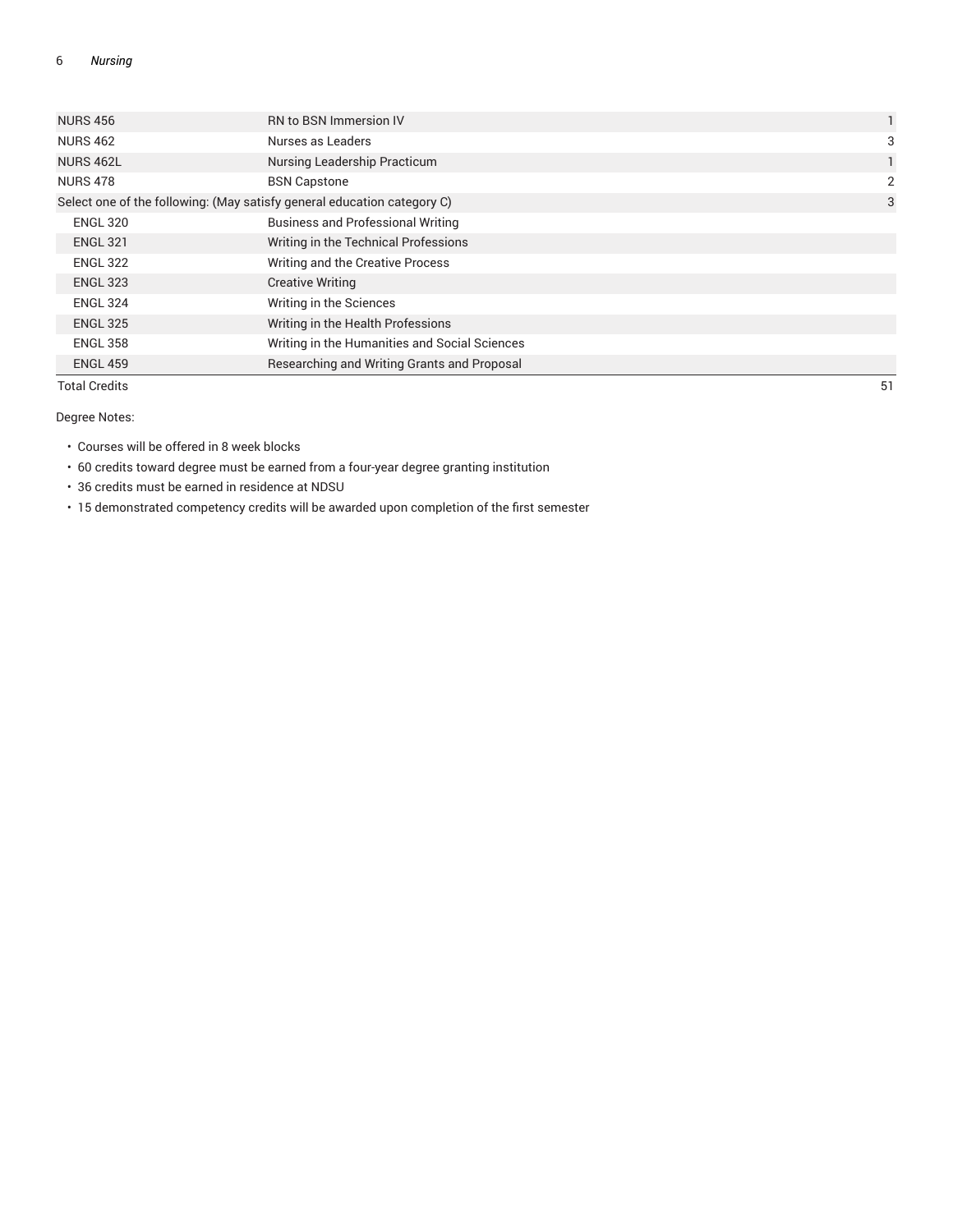| | | |
|---|---|---|
| NURS 456 | RN to BSN Immersion IV | 1 |
| NURS 462 | Nurses as Leaders | 3 |
| NURS 462L | Nursing Leadership Practicum | 1 |
| NURS 478 | BSN Capstone | 2 |
| Select one of the following: (May satisfy general education category C) | | 3 |
| ENGL 320 | Business and Professional Writing | |
| ENGL 321 | Writing in the Technical Professions | |
| ENGL 322 | Writing and the Creative Process | |
| ENGL 323 | Creative Writing | |
| ENGL 324 | Writing in the Sciences | |
| ENGL 325 | Writing in the Health Professions | |
| ENGL 358 | Writing in the Humanities and Social Sciences | |
| ENGL 459 | Researching and Writing Grants and Proposal | |
| Total Credits | | 51 |

Degree Notes:

- Courses will be offered in 8 week blocks
- 60 credits toward degree must be earned from a four-year degree granting institution
- 36 credits must be earned in residence at NDSU
- 15 demonstrated competency credits will be awarded upon completion of the first semester